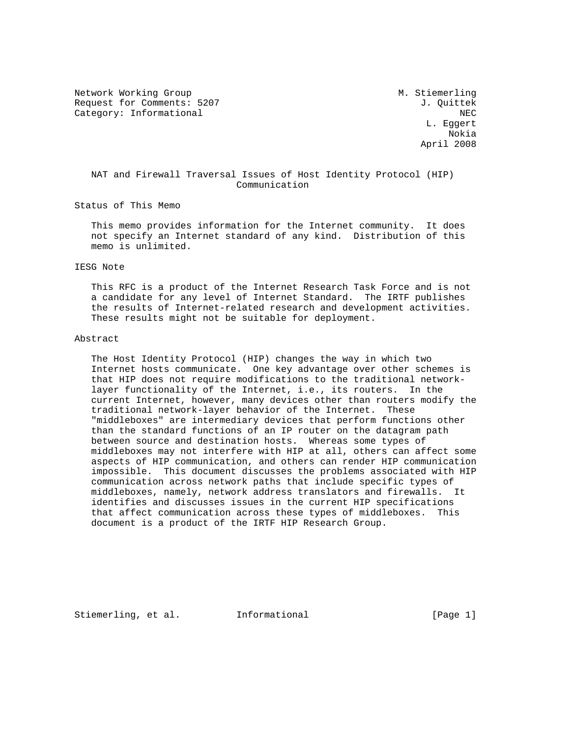Network Working Group M. Stiemerling
Request for Comments: 5207 J. Quittek
Category: Informational NEC
L. Eggert
Nokia
April 2008

# NAT and Firewall Traversal Issues of Host Identity Protocol (HIP) Communication

## Status of This Memo

This memo provides information for the Internet community. It does not specify an Internet standard of any kind. Distribution of this memo is unlimited.

## IESG Note

This RFC is a product of the Internet Research Task Force and is not a candidate for any level of Internet Standard. The IRTF publishes the results of Internet-related research and development activities. These results might not be suitable for deployment.

## Abstract

The Host Identity Protocol (HIP) changes the way in which two Internet hosts communicate. One key advantage over other schemes is that HIP does not require modifications to the traditional network-layer functionality of the Internet, i.e., its routers. In the current Internet, however, many devices other than routers modify the traditional network-layer behavior of the Internet. These "middleboxes" are intermediary devices that perform functions other than the standard functions of an IP router on the datagram path between source and destination hosts. Whereas some types of middleboxes may not interfere with HIP at all, others can affect some aspects of HIP communication, and others can render HIP communication impossible. This document discusses the problems associated with HIP communication across network paths that include specific types of middleboxes, namely, network address translators and firewalls. It identifies and discusses issues in the current HIP specifications that affect communication across these types of middleboxes. This document is a product of the IRTF HIP Research Group.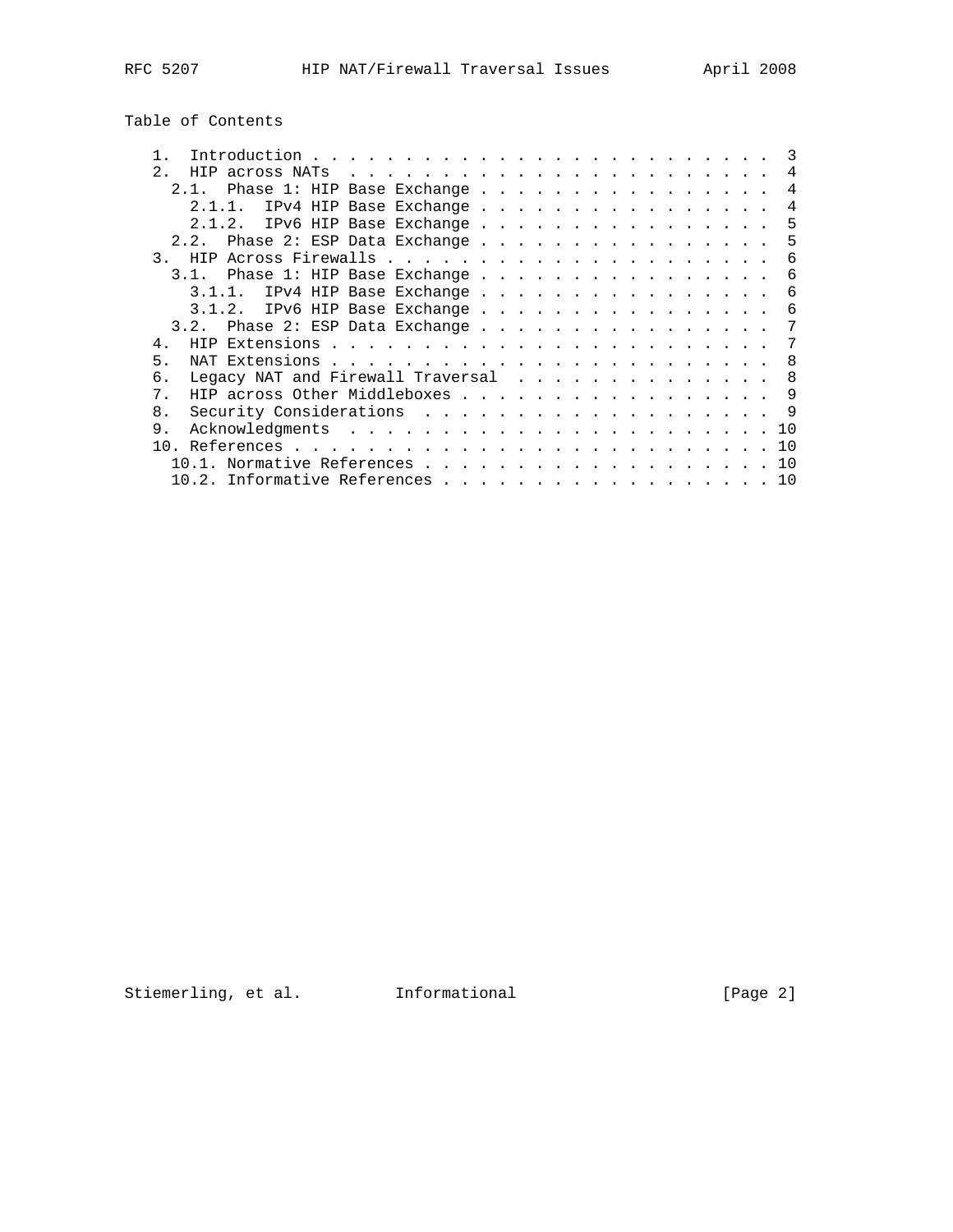# Table of Contents

```
   1.  Introduction . . . . . . . . . . . . . . . . . . . . . . . . .  3
   2.  HIP across NATs  . . . . . . . . . . . . . . . . . . . . . . .  4
     2.1.  Phase 1: HIP Base Exchange . . . . . . . . . . . . . . . .  4
       2.1.1.  IPv4 HIP Base Exchange . . . . . . . . . . . . . . . .  4
       2.1.2.  IPv6 HIP Base Exchange . . . . . . . . . . . . . . . .  5
     2.2.  Phase 2: ESP Data Exchange . . . . . . . . . . . . . . . .  5
   3.  HIP Across Firewalls . . . . . . . . . . . . . . . . . . . . .  6
     3.1.  Phase 1: HIP Base Exchange . . . . . . . . . . . . . . . .  6
       3.1.1.  IPv4 HIP Base Exchange . . . . . . . . . . . . . . . .  6
       3.1.2.  IPv6 HIP Base Exchange . . . . . . . . . . . . . . . .  6
     3.2.  Phase 2: ESP Data Exchange . . . . . . . . . . . . . . . .  7
   4.  HIP Extensions . . . . . . . . . . . . . . . . . . . . . . . .  7
   5.  NAT Extensions . . . . . . . . . . . . . . . . . . . . . . . .  8
   6.  Legacy NAT and Firewall Traversal  . . . . . . . . . . . . . .  8
   7.  HIP across Other Middleboxes . . . . . . . . . . . . . . . . .  9
   8.  Security Considerations  . . . . . . . . . . . . . . . . . . .  9
   9.  Acknowledgments  . . . . . . . . . . . . . . . . . . . . . . . 10
   10. References . . . . . . . . . . . . . . . . . . . . . . . . . . 10
     10.1. Normative References . . . . . . . . . . . . . . . . . . . 10
     10.2. Informative References . . . . . . . . . . . . . . . . . . 10
```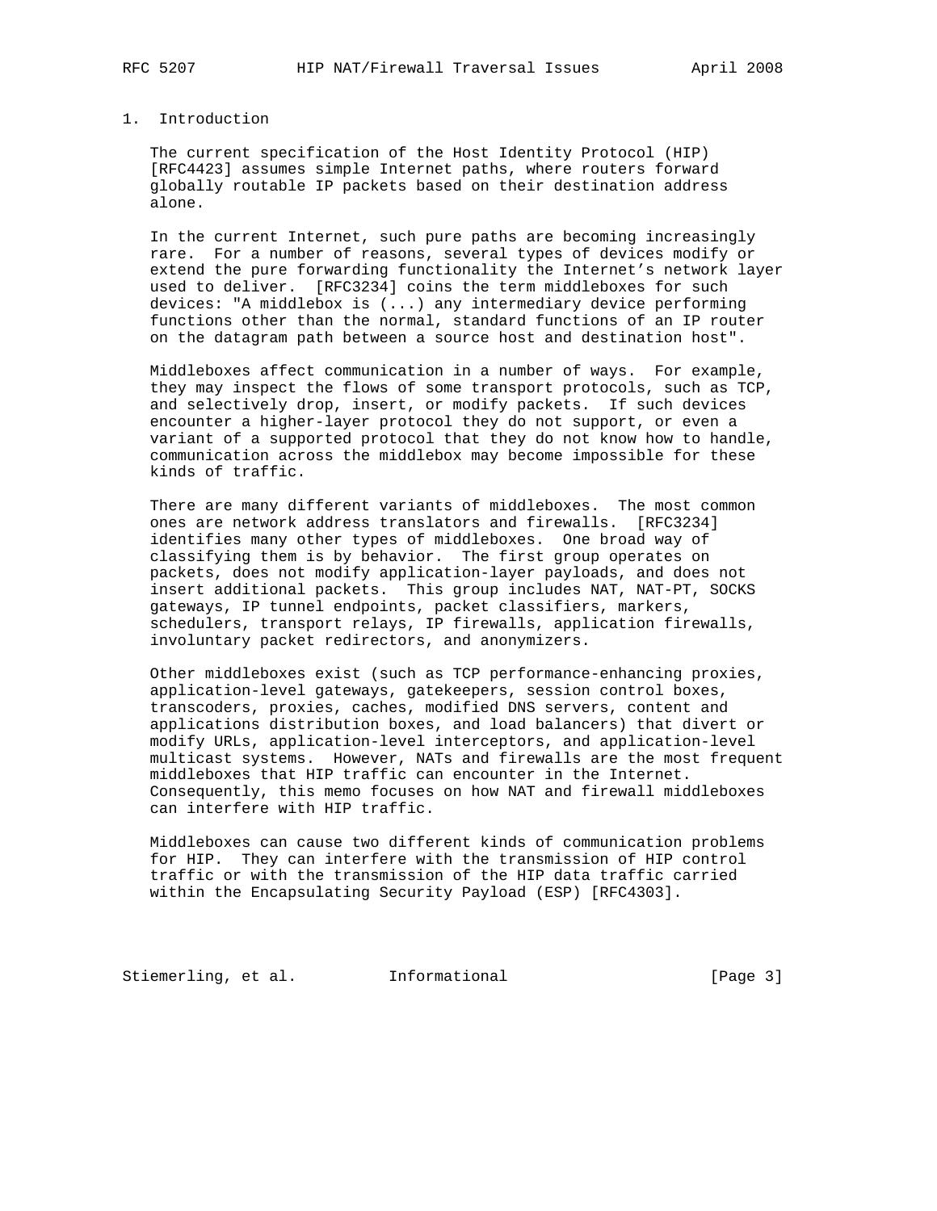# 1. Introduction

The current specification of the Host Identity Protocol (HIP) [RFC4423] assumes simple Internet paths, where routers forward globally routable IP packets based on their destination address alone.

In the current Internet, such pure paths are becoming increasingly rare. For a number of reasons, several types of devices modify or extend the pure forwarding functionality the Internet's network layer used to deliver. [RFC3234] coins the term middleboxes for such devices: "A middlebox is (...) any intermediary device performing functions other than the normal, standard functions of an IP router on the datagram path between a source host and destination host".

Middleboxes affect communication in a number of ways. For example, they may inspect the flows of some transport protocols, such as TCP, and selectively drop, insert, or modify packets. If such devices encounter a higher-layer protocol they do not support, or even a variant of a supported protocol that they do not know how to handle, communication across the middlebox may become impossible for these kinds of traffic.

There are many different variants of middleboxes. The most common ones are network address translators and firewalls. [RFC3234] identifies many other types of middleboxes. One broad way of classifying them is by behavior. The first group operates on packets, does not modify application-layer payloads, and does not insert additional packets. This group includes NAT, NAT-PT, SOCKS gateways, IP tunnel endpoints, packet classifiers, markers, schedulers, transport relays, IP firewalls, application firewalls, involuntary packet redirectors, and anonymizers.

Other middleboxes exist (such as TCP performance-enhancing proxies, application-level gateways, gatekeepers, session control boxes, transcoders, proxies, caches, modified DNS servers, content and applications distribution boxes, and load balancers) that divert or modify URLs, application-level interceptors, and application-level multicast systems. However, NATs and firewalls are the most frequent middleboxes that HIP traffic can encounter in the Internet. Consequently, this memo focuses on how NAT and firewall middleboxes can interfere with HIP traffic.

Middleboxes can cause two different kinds of communication problems for HIP. They can interfere with the transmission of HIP control traffic or with the transmission of the HIP data traffic carried within the Encapsulating Security Payload (ESP) [RFC4303].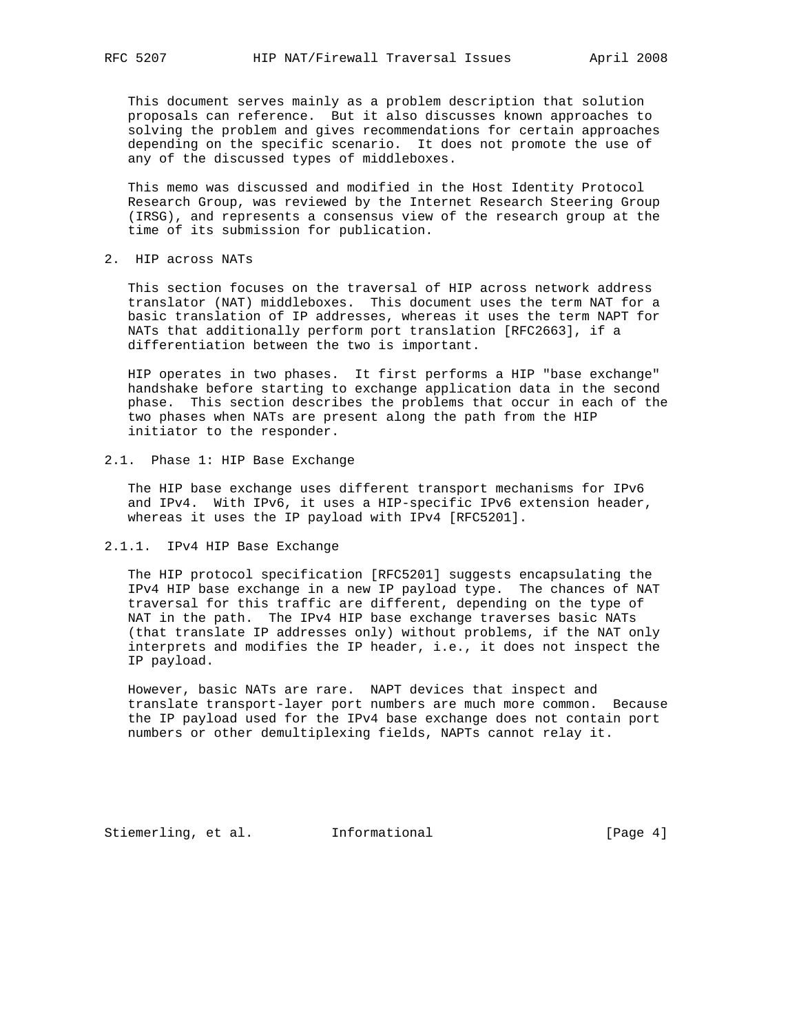This document serves mainly as a problem description that solution proposals can reference. But it also discusses known approaches to solving the problem and gives recommendations for certain approaches depending on the specific scenario. It does not promote the use of any of the discussed types of middleboxes.

This memo was discussed and modified in the Host Identity Protocol Research Group, was reviewed by the Internet Research Steering Group (IRSG), and represents a consensus view of the research group at the time of its submission for publication.

## 2. HIP across NATs

This section focuses on the traversal of HIP across network address translator (NAT) middleboxes. This document uses the term NAT for a basic translation of IP addresses, whereas it uses the term NAPT for NATs that additionally perform port translation [RFC2663], if a differentiation between the two is important.

HIP operates in two phases. It first performs a HIP "base exchange" handshake before starting to exchange application data in the second phase. This section describes the problems that occur in each of the two phases when NATs are present along the path from the HIP initiator to the responder.

### 2.1. Phase 1: HIP Base Exchange

The HIP base exchange uses different transport mechanisms for IPv6 and IPv4. With IPv6, it uses a HIP-specific IPv6 extension header, whereas it uses the IP payload with IPv4 [RFC5201].

#### 2.1.1. IPv4 HIP Base Exchange

The HIP protocol specification [RFC5201] suggests encapsulating the IPv4 HIP base exchange in a new IP payload type. The chances of NAT traversal for this traffic are different, depending on the type of NAT in the path. The IPv4 HIP base exchange traverses basic NATs (that translate IP addresses only) without problems, if the NAT only interprets and modifies the IP header, i.e., it does not inspect the IP payload.

However, basic NATs are rare. NAPT devices that inspect and translate transport-layer port numbers are much more common. Because the IP payload used for the IPv4 base exchange does not contain port numbers or other demultiplexing fields, NAPTs cannot relay it.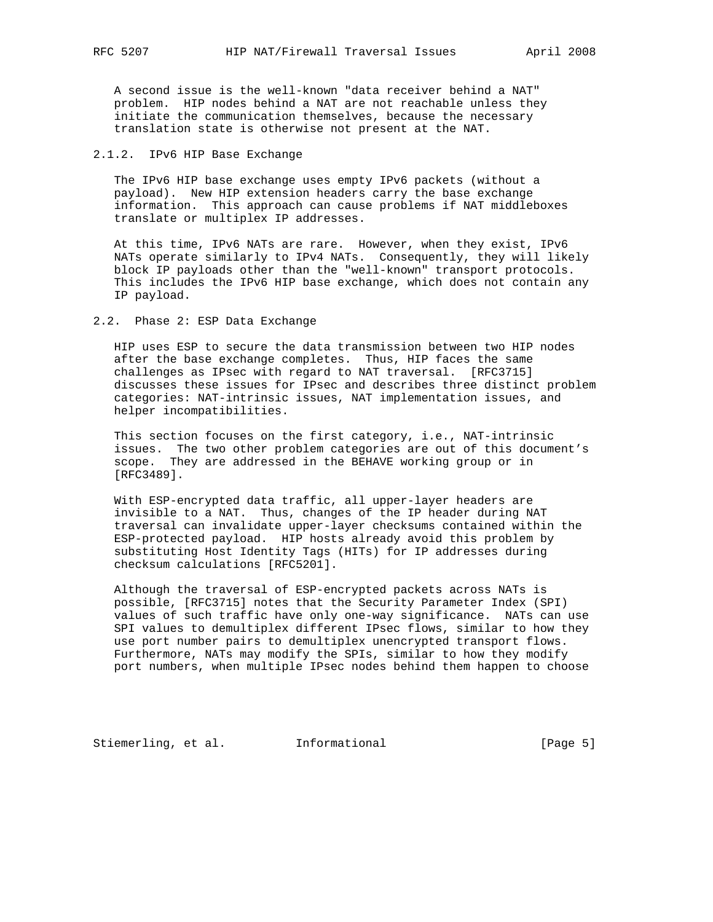A second issue is the well-known "data receiver behind a NAT" problem. HIP nodes behind a NAT are not reachable unless they initiate the communication themselves, because the necessary translation state is otherwise not present at the NAT.

#### 2.1.2. IPv6 HIP Base Exchange

The IPv6 HIP base exchange uses empty IPv6 packets (without a payload). New HIP extension headers carry the base exchange information. This approach can cause problems if NAT middleboxes translate or multiplex IP addresses.

At this time, IPv6 NATs are rare. However, when they exist, IPv6 NATs operate similarly to IPv4 NATs. Consequently, they will likely block IP payloads other than the "well-known" transport protocols. This includes the IPv6 HIP base exchange, which does not contain any IP payload.

### 2.2. Phase 2: ESP Data Exchange

HIP uses ESP to secure the data transmission between two HIP nodes after the base exchange completes. Thus, HIP faces the same challenges as IPsec with regard to NAT traversal. [RFC3715] discusses these issues for IPsec and describes three distinct problem categories: NAT-intrinsic issues, NAT implementation issues, and helper incompatibilities.

This section focuses on the first category, i.e., NAT-intrinsic issues. The two other problem categories are out of this document's scope. They are addressed in the BEHAVE working group or in [RFC3489].

With ESP-encrypted data traffic, all upper-layer headers are invisible to a NAT. Thus, changes of the IP header during NAT traversal can invalidate upper-layer checksums contained within the ESP-protected payload. HIP hosts already avoid this problem by substituting Host Identity Tags (HITs) for IP addresses during checksum calculations [RFC5201].

Although the traversal of ESP-encrypted packets across NATs is possible, [RFC3715] notes that the Security Parameter Index (SPI) values of such traffic have only one-way significance. NATs can use SPI values to demultiplex different IPsec flows, similar to how they use port number pairs to demultiplex unencrypted transport flows. Furthermore, NATs may modify the SPIs, similar to how they modify port numbers, when multiple IPsec nodes behind them happen to choose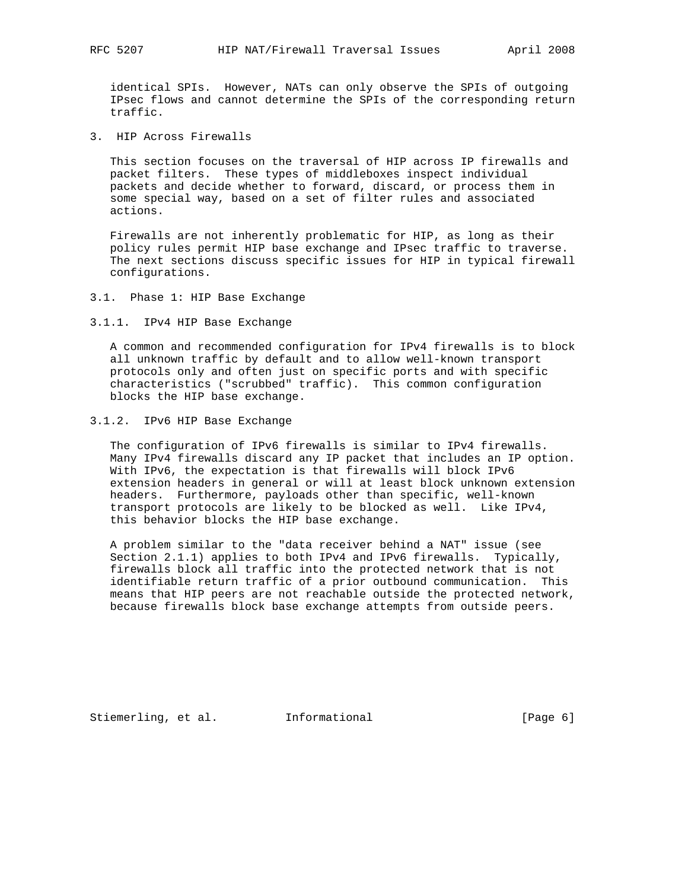identical SPIs. However, NATs can only observe the SPIs of outgoing IPsec flows and cannot determine the SPIs of the corresponding return traffic.

## 3. HIP Across Firewalls

This section focuses on the traversal of HIP across IP firewalls and packet filters. These types of middleboxes inspect individual packets and decide whether to forward, discard, or process them in some special way, based on a set of filter rules and associated actions.

Firewalls are not inherently problematic for HIP, as long as their policy rules permit HIP base exchange and IPsec traffic to traverse. The next sections discuss specific issues for HIP in typical firewall configurations.

### 3.1. Phase 1: HIP Base Exchange

#### 3.1.1. IPv4 HIP Base Exchange

A common and recommended configuration for IPv4 firewalls is to block all unknown traffic by default and to allow well-known transport protocols only and often just on specific ports and with specific characteristics ("scrubbed" traffic). This common configuration blocks the HIP base exchange.

#### 3.1.2. IPv6 HIP Base Exchange

The configuration of IPv6 firewalls is similar to IPv4 firewalls. Many IPv4 firewalls discard any IP packet that includes an IP option. With IPv6, the expectation is that firewalls will block IPv6 extension headers in general or will at least block unknown extension headers. Furthermore, payloads other than specific, well-known transport protocols are likely to be blocked as well. Like IPv4, this behavior blocks the HIP base exchange.

A problem similar to the "data receiver behind a NAT" issue (see Section 2.1.1) applies to both IPv4 and IPv6 firewalls. Typically, firewalls block all traffic into the protected network that is not identifiable return traffic of a prior outbound communication. This means that HIP peers are not reachable outside the protected network, because firewalls block base exchange attempts from outside peers.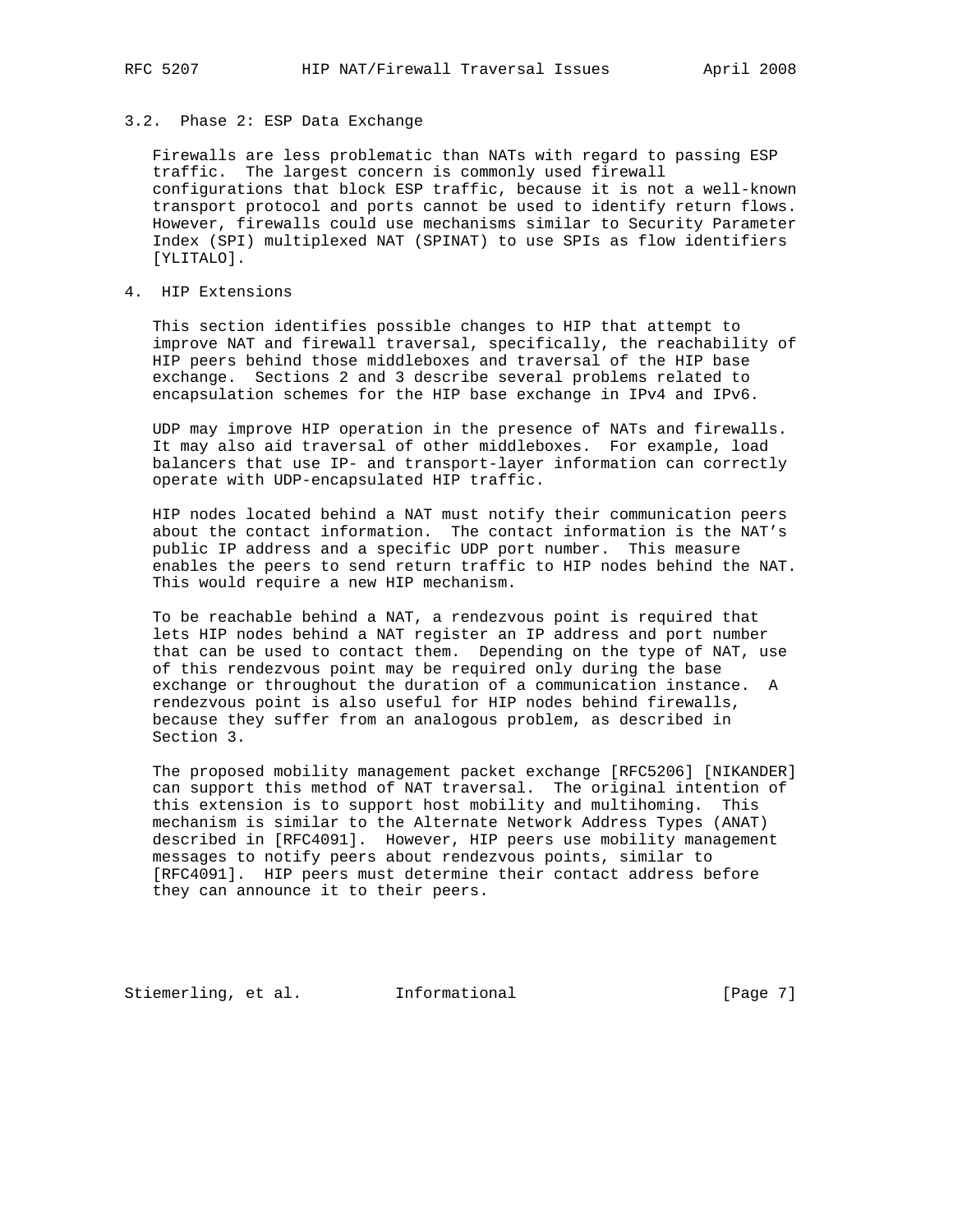### 3.2. Phase 2: ESP Data Exchange

Firewalls are less problematic than NATs with regard to passing ESP traffic. The largest concern is commonly used firewall configurations that block ESP traffic, because it is not a well-known transport protocol and ports cannot be used to identify return flows. However, firewalls could use mechanisms similar to Security Parameter Index (SPI) multiplexed NAT (SPINAT) to use SPIs as flow identifiers [YLITALO].

## 4. HIP Extensions

This section identifies possible changes to HIP that attempt to improve NAT and firewall traversal, specifically, the reachability of HIP peers behind those middleboxes and traversal of the HIP base exchange. Sections 2 and 3 describe several problems related to encapsulation schemes for the HIP base exchange in IPv4 and IPv6.

UDP may improve HIP operation in the presence of NATs and firewalls. It may also aid traversal of other middleboxes. For example, load balancers that use IP- and transport-layer information can correctly operate with UDP-encapsulated HIP traffic.

HIP nodes located behind a NAT must notify their communication peers about the contact information. The contact information is the NAT's public IP address and a specific UDP port number. This measure enables the peers to send return traffic to HIP nodes behind the NAT. This would require a new HIP mechanism.

To be reachable behind a NAT, a rendezvous point is required that lets HIP nodes behind a NAT register an IP address and port number that can be used to contact them. Depending on the type of NAT, use of this rendezvous point may be required only during the base exchange or throughout the duration of a communication instance. A rendezvous point is also useful for HIP nodes behind firewalls, because they suffer from an analogous problem, as described in Section 3.

The proposed mobility management packet exchange [RFC5206] [NIKANDER] can support this method of NAT traversal. The original intention of this extension is to support host mobility and multihoming. This mechanism is similar to the Alternate Network Address Types (ANAT) described in [RFC4091]. However, HIP peers use mobility management messages to notify peers about rendezvous points, similar to [RFC4091]. HIP peers must determine their contact address before they can announce it to their peers.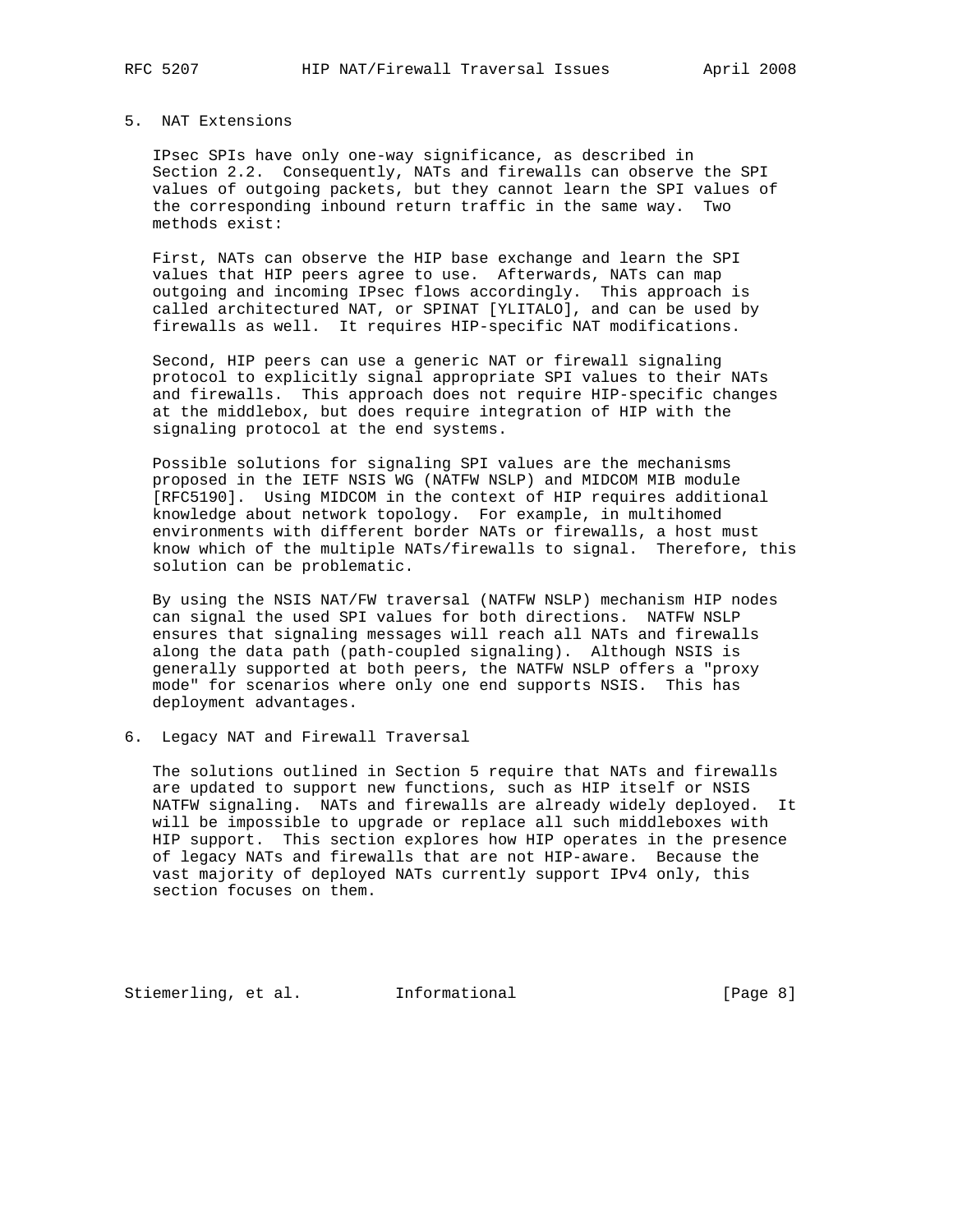## 5. NAT Extensions

IPsec SPIs have only one-way significance, as described in Section 2.2. Consequently, NATs and firewalls can observe the SPI values of outgoing packets, but they cannot learn the SPI values of the corresponding inbound return traffic in the same way. Two methods exist:

First, NATs can observe the HIP base exchange and learn the SPI values that HIP peers agree to use. Afterwards, NATs can map outgoing and incoming IPsec flows accordingly. This approach is called architectured NAT, or SPINAT [YLITALO], and can be used by firewalls as well. It requires HIP-specific NAT modifications.

Second, HIP peers can use a generic NAT or firewall signaling protocol to explicitly signal appropriate SPI values to their NATs and firewalls. This approach does not require HIP-specific changes at the middlebox, but does require integration of HIP with the signaling protocol at the end systems.

Possible solutions for signaling SPI values are the mechanisms proposed in the IETF NSIS WG (NATFW NSLP) and MIDCOM MIB module [RFC5190]. Using MIDCOM in the context of HIP requires additional knowledge about network topology. For example, in multihomed environments with different border NATs or firewalls, a host must know which of the multiple NATs/firewalls to signal. Therefore, this solution can be problematic.

By using the NSIS NAT/FW traversal (NATFW NSLP) mechanism HIP nodes can signal the used SPI values for both directions. NATFW NSLP ensures that signaling messages will reach all NATs and firewalls along the data path (path-coupled signaling). Although NSIS is generally supported at both peers, the NATFW NSLP offers a "proxy mode" for scenarios where only one end supports NSIS. This has deployment advantages.

## 6. Legacy NAT and Firewall Traversal

The solutions outlined in Section 5 require that NATs and firewalls are updated to support new functions, such as HIP itself or NSIS NATFW signaling. NATs and firewalls are already widely deployed. It will be impossible to upgrade or replace all such middleboxes with HIP support. This section explores how HIP operates in the presence of legacy NATs and firewalls that are not HIP-aware. Because the vast majority of deployed NATs currently support IPv4 only, this section focuses on them.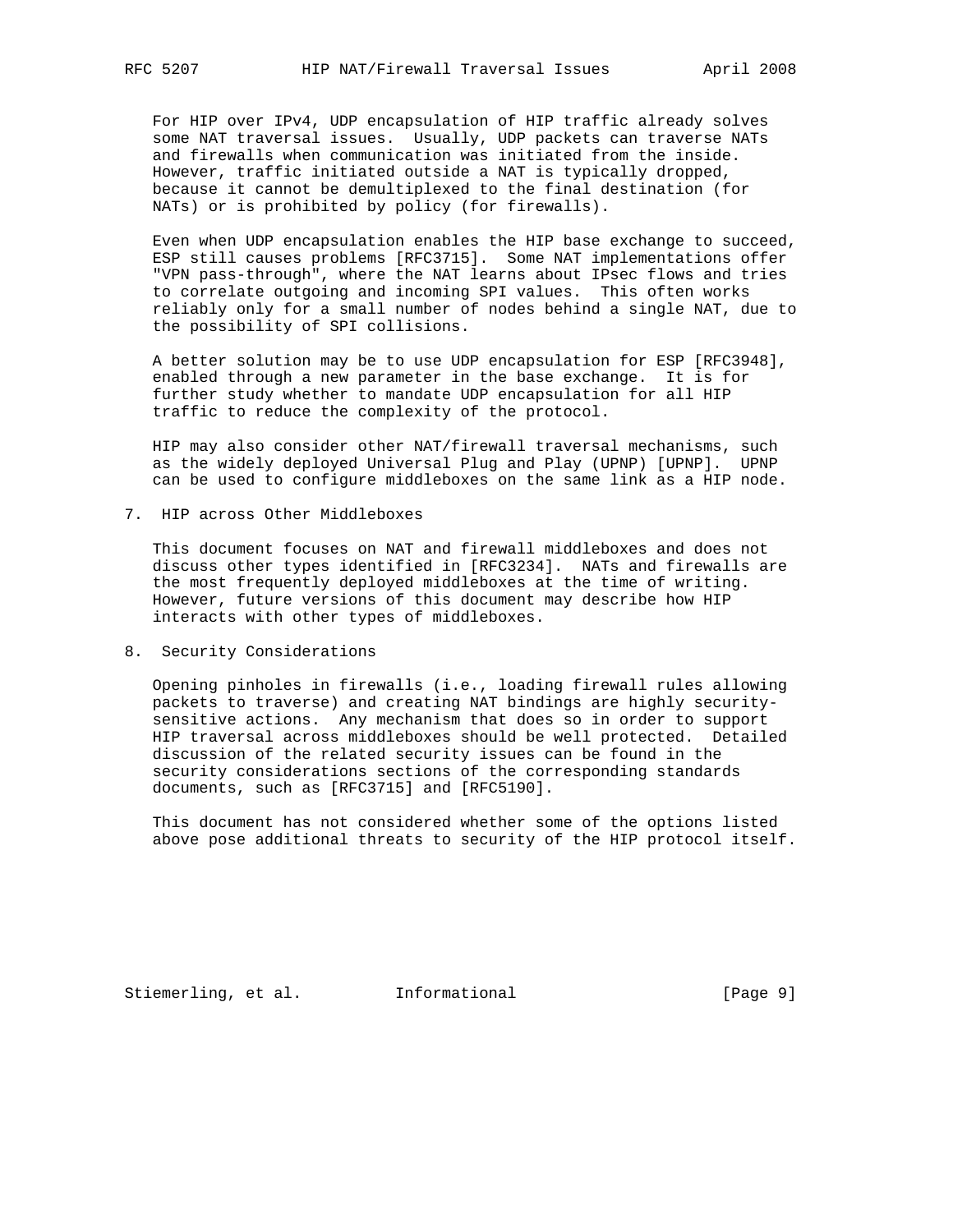For HIP over IPv4, UDP encapsulation of HIP traffic already solves some NAT traversal issues. Usually, UDP packets can traverse NATs and firewalls when communication was initiated from the inside. However, traffic initiated outside a NAT is typically dropped, because it cannot be demultiplexed to the final destination (for NATs) or is prohibited by policy (for firewalls).

Even when UDP encapsulation enables the HIP base exchange to succeed, ESP still causes problems [RFC3715]. Some NAT implementations offer "VPN pass-through", where the NAT learns about IPsec flows and tries to correlate outgoing and incoming SPI values. This often works reliably only for a small number of nodes behind a single NAT, due to the possibility of SPI collisions.

A better solution may be to use UDP encapsulation for ESP [RFC3948], enabled through a new parameter in the base exchange. It is for further study whether to mandate UDP encapsulation for all HIP traffic to reduce the complexity of the protocol.

HIP may also consider other NAT/firewall traversal mechanisms, such as the widely deployed Universal Plug and Play (UPNP) [UPNP]. UPNP can be used to configure middleboxes on the same link as a HIP node.

## 7. HIP across Other Middleboxes

This document focuses on NAT and firewall middleboxes and does not discuss other types identified in [RFC3234]. NATs and firewalls are the most frequently deployed middleboxes at the time of writing. However, future versions of this document may describe how HIP interacts with other types of middleboxes.

## 8. Security Considerations

Opening pinholes in firewalls (i.e., loading firewall rules allowing packets to traverse) and creating NAT bindings are highly security-sensitive actions. Any mechanism that does so in order to support HIP traversal across middleboxes should be well protected. Detailed discussion of the related security issues can be found in the security considerations sections of the corresponding standards documents, such as [RFC3715] and [RFC5190].

This document has not considered whether some of the options listed above pose additional threats to security of the HIP protocol itself.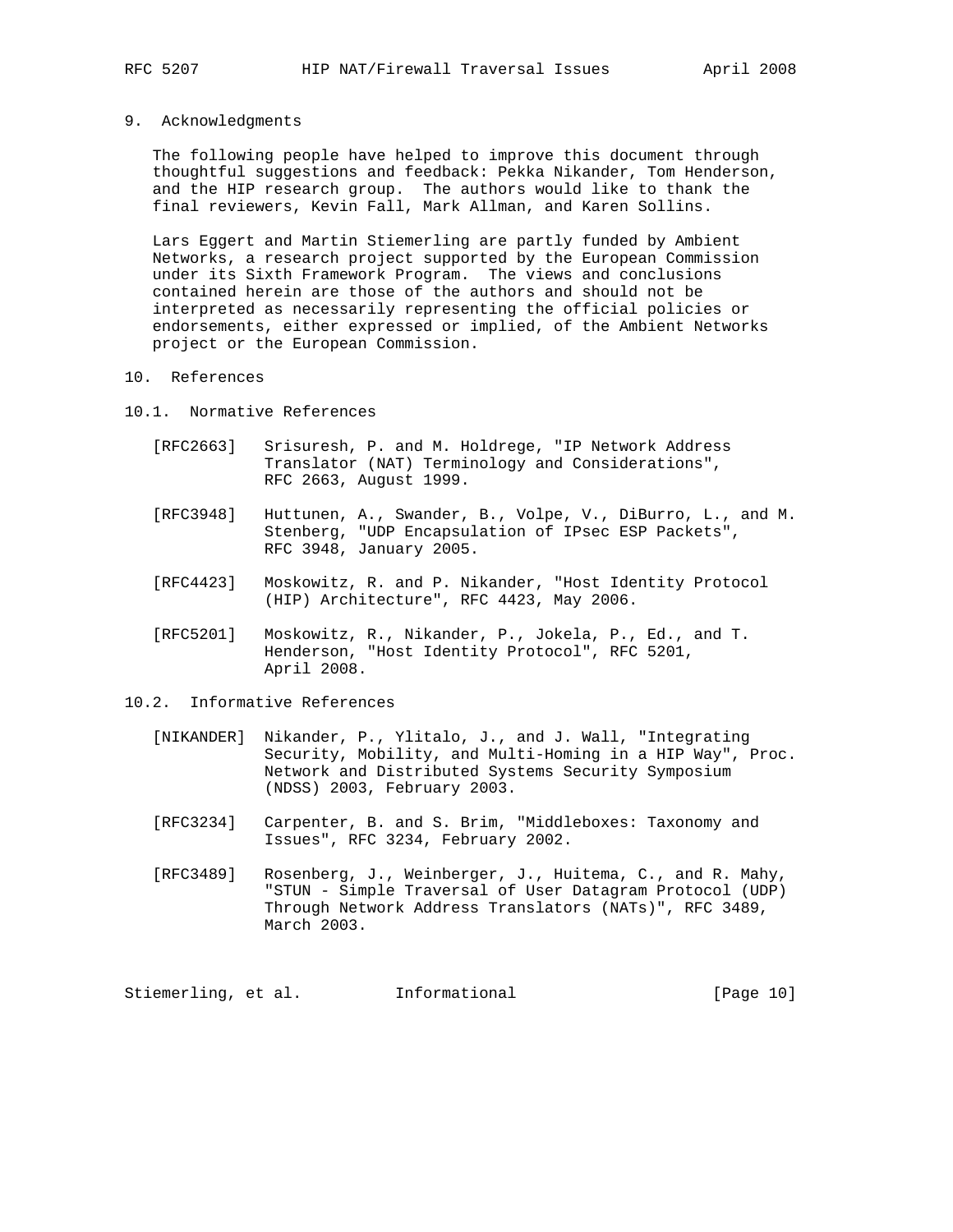## 9. Acknowledgments

The following people have helped to improve this document through thoughtful suggestions and feedback: Pekka Nikander, Tom Henderson, and the HIP research group. The authors would like to thank the final reviewers, Kevin Fall, Mark Allman, and Karen Sollins.

Lars Eggert and Martin Stiemerling are partly funded by Ambient Networks, a research project supported by the European Commission under its Sixth Framework Program. The views and conclusions contained herein are those of the authors and should not be interpreted as necessarily representing the official policies or endorsements, either expressed or implied, of the Ambient Networks project or the European Commission.

## 10. References

### 10.1. Normative References

[RFC2663] Srisuresh, P. and M. Holdrege, "IP Network Address Translator (NAT) Terminology and Considerations", RFC 2663, August 1999.

[RFC3948] Huttunen, A., Swander, B., Volpe, V., DiBurro, L., and M. Stenberg, "UDP Encapsulation of IPsec ESP Packets", RFC 3948, January 2005.

[RFC4423] Moskowitz, R. and P. Nikander, "Host Identity Protocol (HIP) Architecture", RFC 4423, May 2006.

[RFC5201] Moskowitz, R., Nikander, P., Jokela, P., Ed., and T. Henderson, "Host Identity Protocol", RFC 5201, April 2008.

### 10.2. Informative References

[NIKANDER] Nikander, P., Ylitalo, J., and J. Wall, "Integrating Security, Mobility, and Multi-Homing in a HIP Way", Proc. Network and Distributed Systems Security Symposium (NDSS) 2003, February 2003.

[RFC3234] Carpenter, B. and S. Brim, "Middleboxes: Taxonomy and Issues", RFC 3234, February 2002.

[RFC3489] Rosenberg, J., Weinberger, J., Huitema, C., and R. Mahy, "STUN - Simple Traversal of User Datagram Protocol (UDP) Through Network Address Translators (NATs)", RFC 3489, March 2003.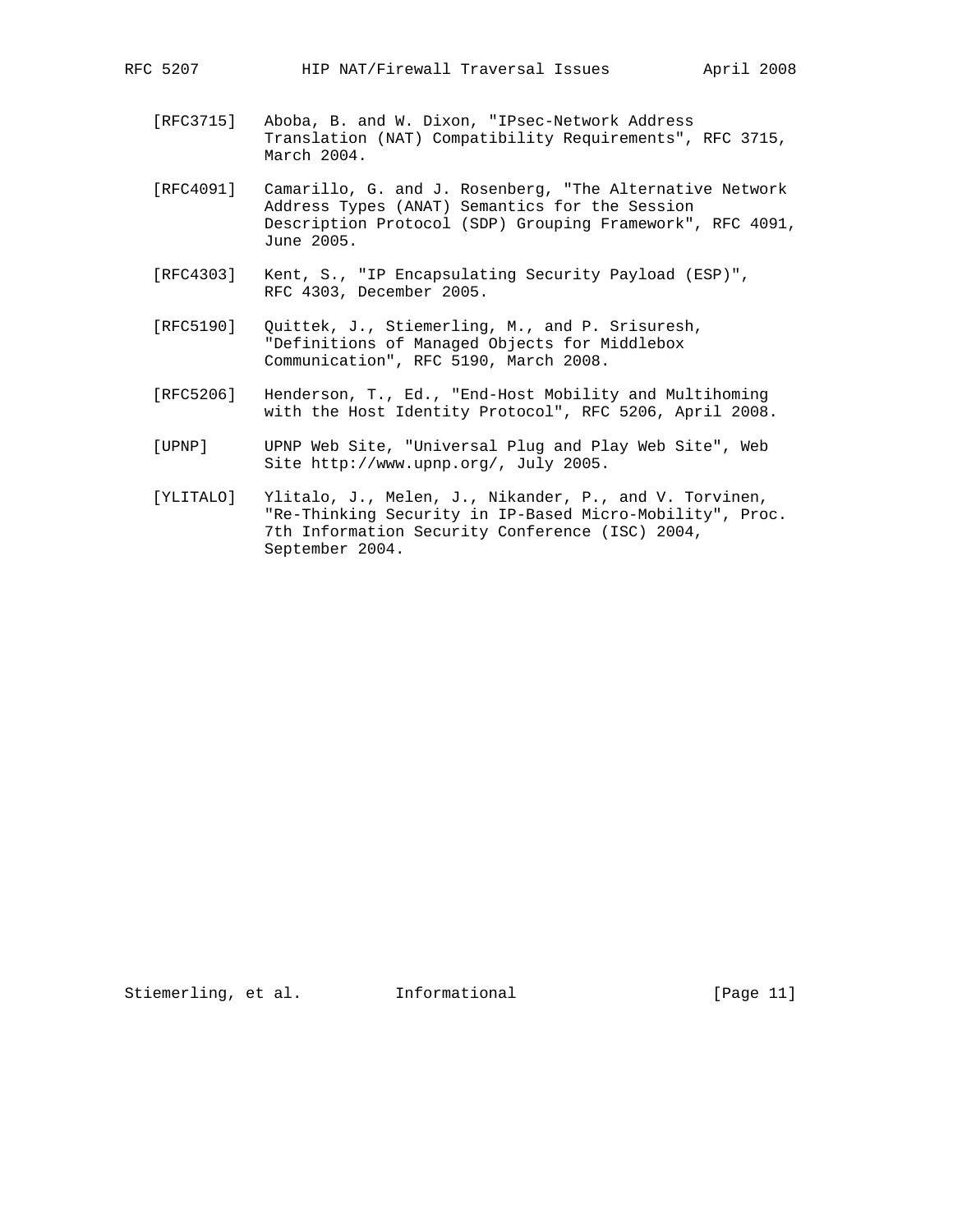[RFC3715] Aboba, B. and W. Dixon, "IPsec-Network Address Translation (NAT) Compatibility Requirements", RFC 3715, March 2004.

[RFC4091] Camarillo, G. and J. Rosenberg, "The Alternative Network Address Types (ANAT) Semantics for the Session Description Protocol (SDP) Grouping Framework", RFC 4091, June 2005.

[RFC4303] Kent, S., "IP Encapsulating Security Payload (ESP)", RFC 4303, December 2005.

[RFC5190] Quittek, J., Stiemerling, M., and P. Srisuresh, "Definitions of Managed Objects for Middlebox Communication", RFC 5190, March 2008.

[RFC5206] Henderson, T., Ed., "End-Host Mobility and Multihoming with the Host Identity Protocol", RFC 5206, April 2008.

[UPNP] UPNP Web Site, "Universal Plug and Play Web Site", Web Site http://www.upnp.org/, July 2005.

[YLITALO] Ylitalo, J., Melen, J., Nikander, P., and V. Torvinen, "Re-Thinking Security in IP-Based Micro-Mobility", Proc. 7th Information Security Conference (ISC) 2004, September 2004.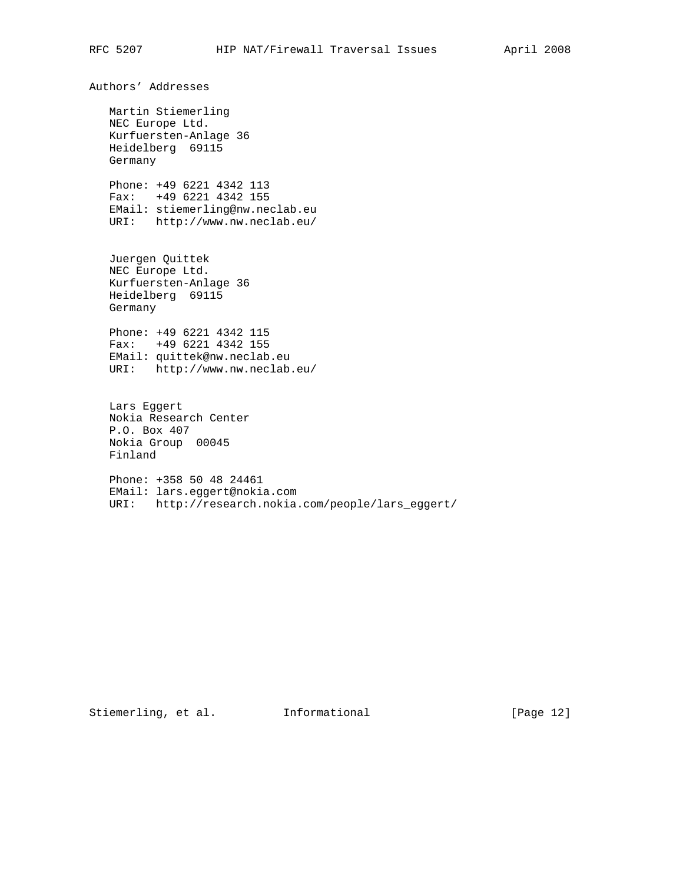## Authors' Addresses

Martin Stiemerling
NEC Europe Ltd.
Kurfuersten-Anlage 36
Heidelberg 69115
Germany

Phone: +49 6221 4342 113
Fax: +49 6221 4342 155
EMail: stiemerling@nw.neclab.eu
URI: http://www.nw.neclab.eu/

Juergen Quittek
NEC Europe Ltd.
Kurfuersten-Anlage 36
Heidelberg 69115
Germany

Phone: +49 6221 4342 115
Fax: +49 6221 4342 155
EMail: quittek@nw.neclab.eu
URI: http://www.nw.neclab.eu/

Lars Eggert
Nokia Research Center
P.O. Box 407
Nokia Group 00045
Finland

Phone: +358 50 48 24461
EMail: lars.eggert@nokia.com
URI: http://research.nokia.com/people/lars_eggert/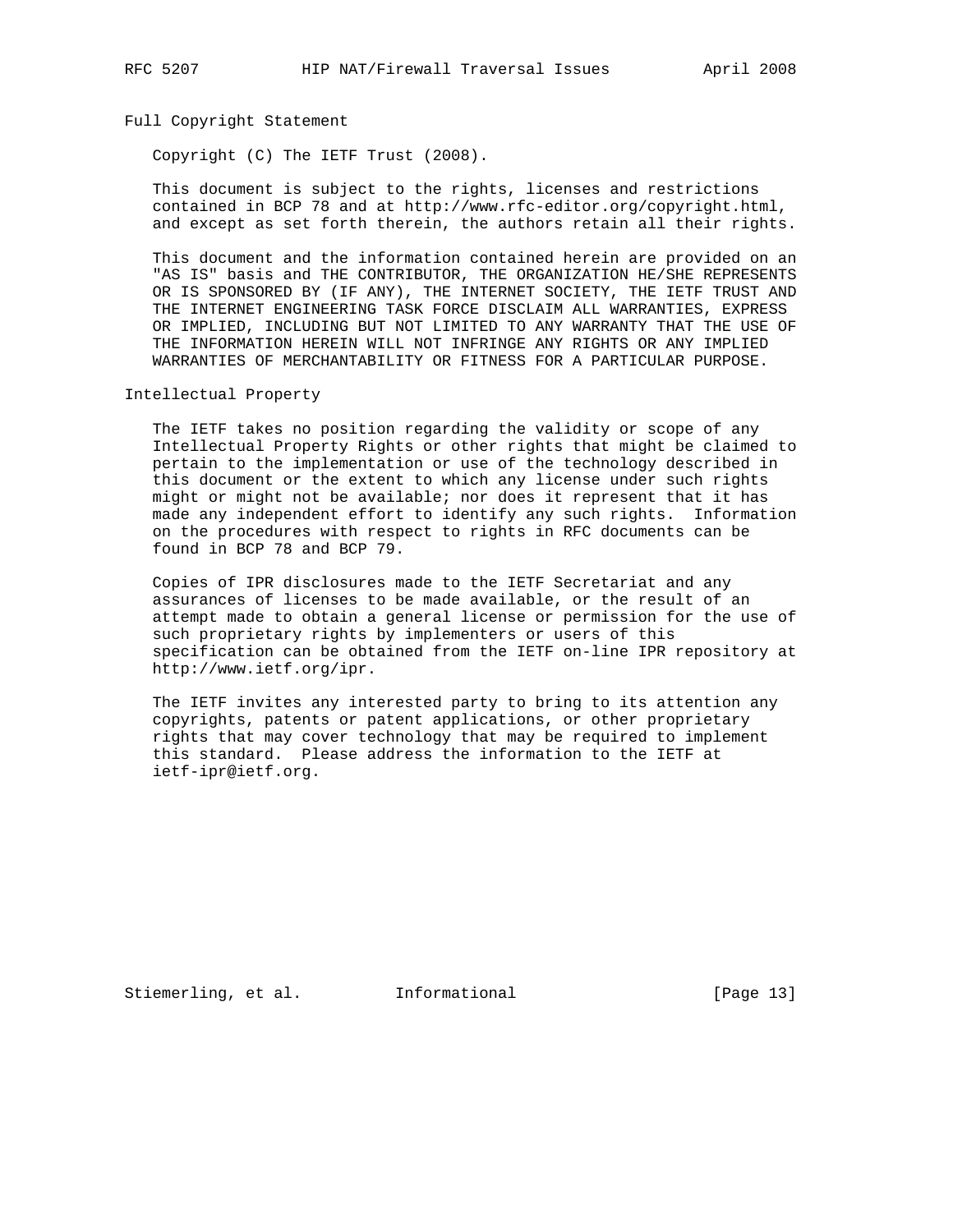## Full Copyright Statement

Copyright (C) The IETF Trust (2008).

This document is subject to the rights, licenses and restrictions contained in BCP 78 and at http://www.rfc-editor.org/copyright.html, and except as set forth therein, the authors retain all their rights.

This document and the information contained herein are provided on an "AS IS" basis and THE CONTRIBUTOR, THE ORGANIZATION HE/SHE REPRESENTS OR IS SPONSORED BY (IF ANY), THE INTERNET SOCIETY, THE IETF TRUST AND THE INTERNET ENGINEERING TASK FORCE DISCLAIM ALL WARRANTIES, EXPRESS OR IMPLIED, INCLUDING BUT NOT LIMITED TO ANY WARRANTY THAT THE USE OF THE INFORMATION HEREIN WILL NOT INFRINGE ANY RIGHTS OR ANY IMPLIED WARRANTIES OF MERCHANTABILITY OR FITNESS FOR A PARTICULAR PURPOSE.

## Intellectual Property

The IETF takes no position regarding the validity or scope of any Intellectual Property Rights or other rights that might be claimed to pertain to the implementation or use of the technology described in this document or the extent to which any license under such rights might or might not be available; nor does it represent that it has made any independent effort to identify any such rights. Information on the procedures with respect to rights in RFC documents can be found in BCP 78 and BCP 79.

Copies of IPR disclosures made to the IETF Secretariat and any assurances of licenses to be made available, or the result of an attempt made to obtain a general license or permission for the use of such proprietary rights by implementers or users of this specification can be obtained from the IETF on-line IPR repository at http://www.ietf.org/ipr.

The IETF invites any interested party to bring to its attention any copyrights, patents or patent applications, or other proprietary rights that may cover technology that may be required to implement this standard. Please address the information to the IETF at ietf-ipr@ietf.org.